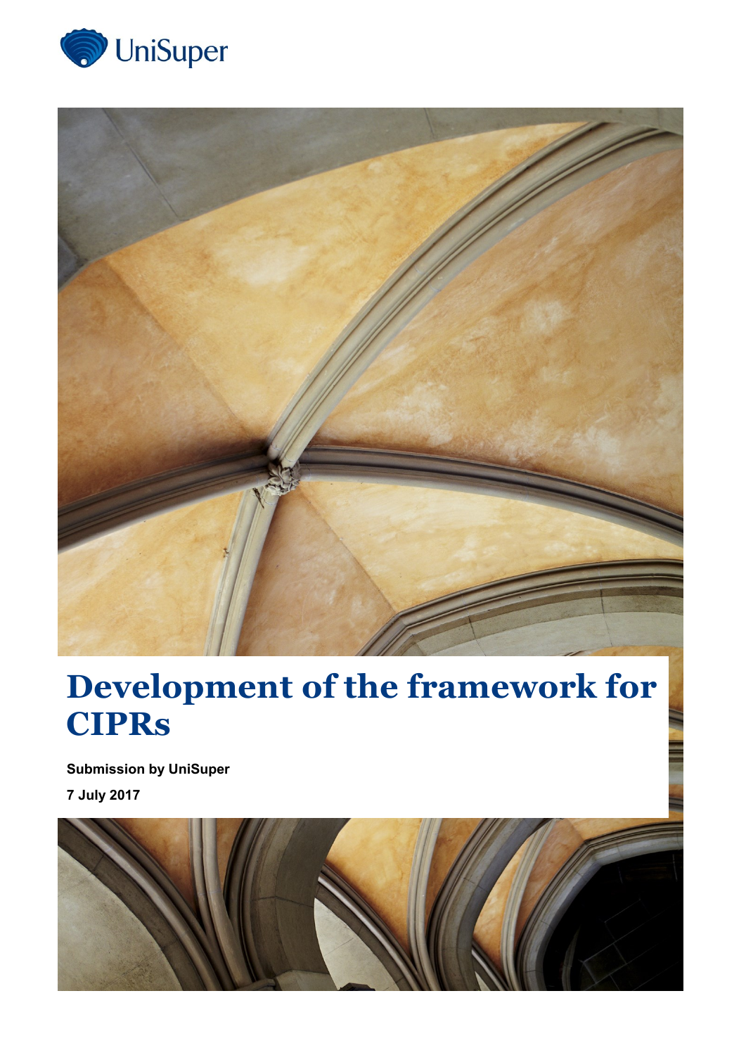UniSuper

# Development of the framework for CIPRs

**Submission by UniSuper**

**7 July 2017**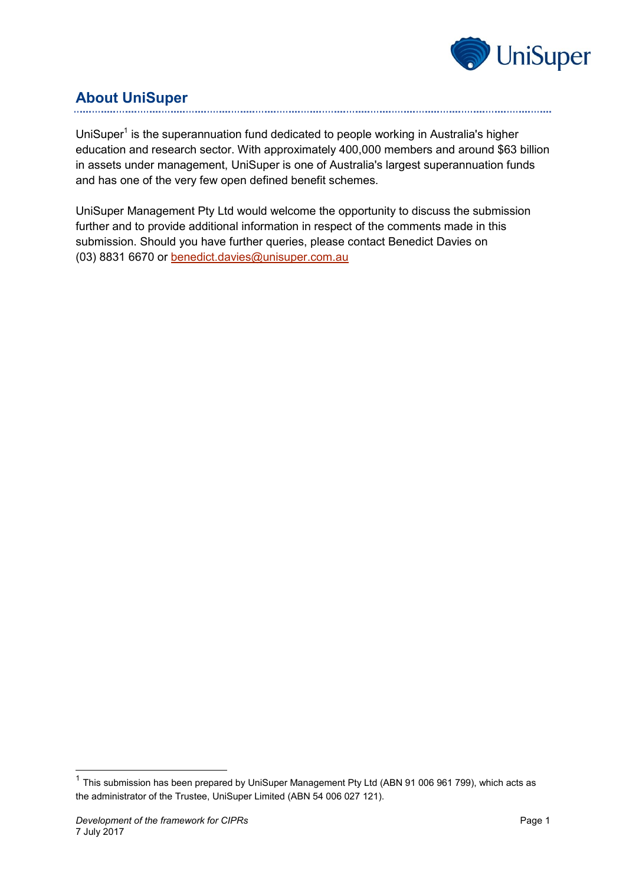## About UniSuper

UniSuper[1] is the superannuation fund dedicated to people working in Australia's higher education and research sector. With approximately 400,000 members and around $63 billion in assets under management, UniSuper is one of Australia's largest superannuation funds and has one of the very few open defined benefit schemes.

UniSuper Management Pty Ltd would welcome the opportunity to discuss the submission further and to provide additional information in respect of the comments made in this submission. Should you have further queries, please contact Benedict Davies on (03) 8831 6670 or benedict.davies@unisuper.com.au

[1] This submission has been prepared by UniSuper Management Pty Ltd (ABN 91 006 961 799), which acts as the administrator of the Trustee, UniSuper Limited (ABN 54 006 027 121).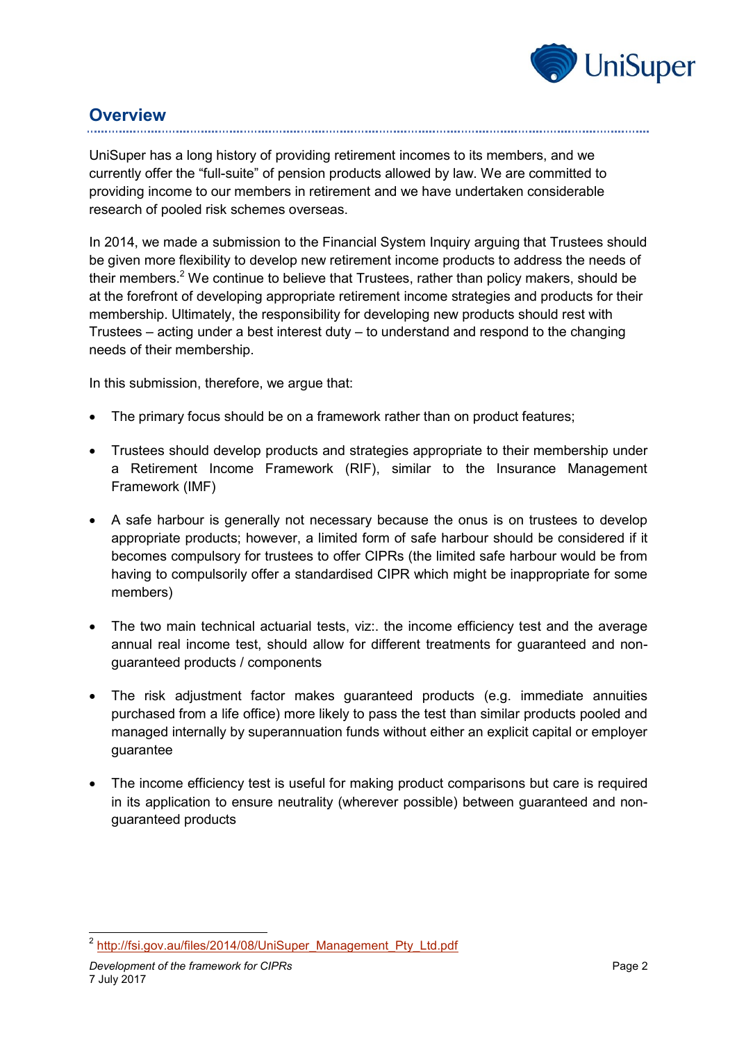## Overview

UniSuper has a long history of providing retirement incomes to its members, and we currently offer the “full-suite” of pension products allowed by law. We are committed to providing income to our members in retirement and we have undertaken considerable research of pooled risk schemes overseas.

In 2014, we made a submission to the Financial System Inquiry arguing that Trustees should be given more flexibility to develop new retirement income products to address the needs of their members.[2] We continue to believe that Trustees, rather than policy makers, should be at the forefront of developing appropriate retirement income strategies and products for their membership. Ultimately, the responsibility for developing new products should rest with Trustees – acting under a best interest duty – to understand and respond to the changing needs of their membership.

In this submission, therefore, we argue that:

- The primary focus should be on a framework rather than on product features;
- Trustees should develop products and strategies appropriate to their membership under a Retirement Income Framework (RIF), similar to the Insurance Management Framework (IMF)
- A safe harbour is generally not necessary because the onus is on trustees to develop appropriate products; however, a limited form of safe harbour should be considered if it becomes compulsory for trustees to offer CIPRs (the limited safe harbour would be from having to compulsorily offer a standardised CIPR which might be inappropriate for some members)
- The two main technical actuarial tests, viz:. the income efficiency test and the average annual real income test, should allow for different treatments for guaranteed and non-guaranteed products / components
- The risk adjustment factor makes guaranteed products (e.g. immediate annuities purchased from a life office) more likely to pass the test than similar products pooled and managed internally by superannuation funds without either an explicit capital or employer guarantee
- The income efficiency test is useful for making product comparisons but care is required in its application to ensure neutrality (wherever possible) between guaranteed and non-guaranteed products

---

[2] http://fsi.gov.au/files/2014/08/UniSuper_Management_Pty_Ltd.pdf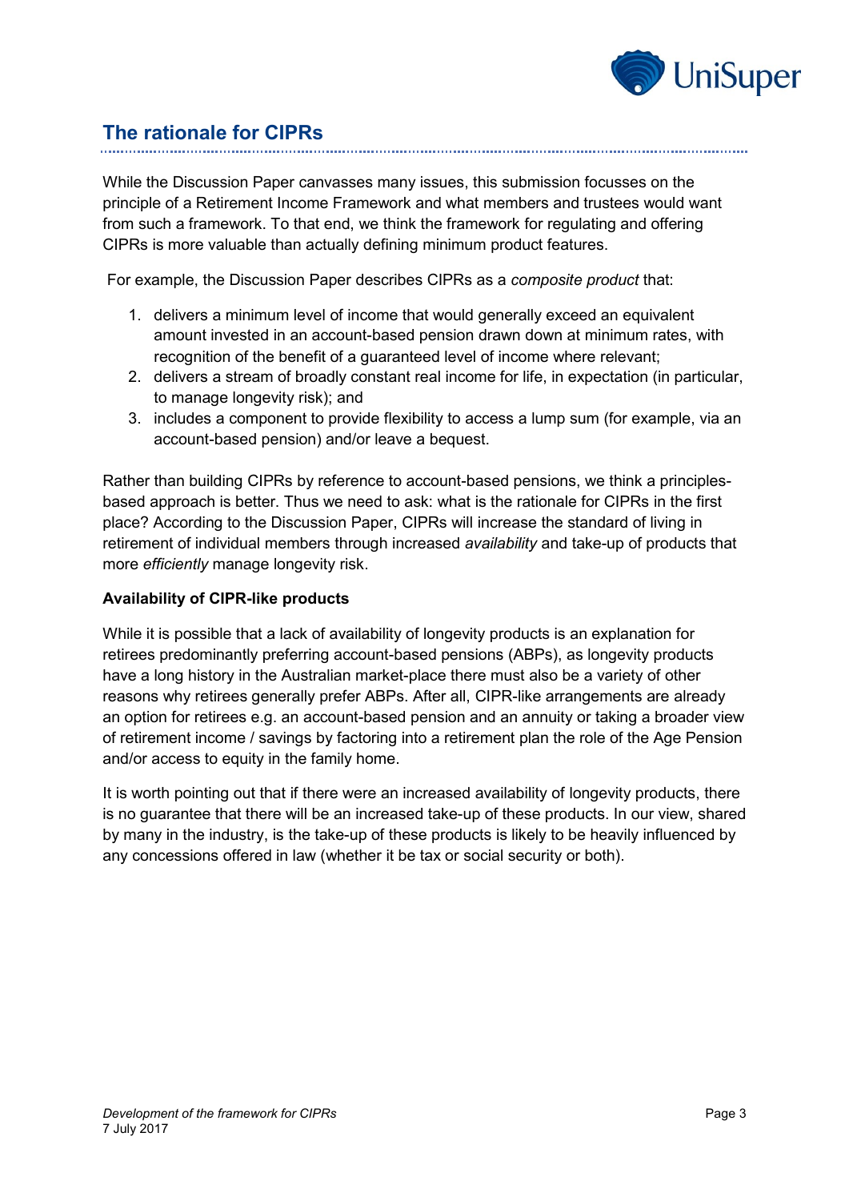## The rationale for CIPRs

While the Discussion Paper canvasses many issues, this submission focusses on the principle of a Retirement Income Framework and what members and trustees would want from such a framework. To that end, we think the framework for regulating and offering CIPRs is more valuable than actually defining minimum product features.

For example, the Discussion Paper describes CIPRs as a *composite product* that:

1. delivers a minimum level of income that would generally exceed an equivalent amount invested in an account-based pension drawn down at minimum rates, with recognition of the benefit of a guaranteed level of income where relevant;
2. delivers a stream of broadly constant real income for life, in expectation (in particular, to manage longevity risk); and
3. includes a component to provide flexibility to access a lump sum (for example, via an account-based pension) and/or leave a bequest.

Rather than building CIPRs by reference to account-based pensions, we think a principles-based approach is better. Thus we need to ask: what is the rationale for CIPRs in the first place? According to the Discussion Paper, CIPRs will increase the standard of living in retirement of individual members through increased *availability* and take-up of products that more *efficiently* manage longevity risk.

**Availability of CIPR-like products**

While it is possible that a lack of availability of longevity products is an explanation for retirees predominantly preferring account-based pensions (ABPs), as longevity products have a long history in the Australian market-place there must also be a variety of other reasons why retirees generally prefer ABPs. After all, CIPR-like arrangements are already an option for retirees e.g. an account-based pension and an annuity or taking a broader view of retirement income / savings by factoring into a retirement plan the role of the Age Pension and/or access to equity in the family home.

It is worth pointing out that if there were an increased availability of longevity products, there is no guarantee that there will be an increased take-up of these products. In our view, shared by many in the industry, is the take-up of these products is likely to be heavily influenced by any concessions offered in law (whether it be tax or social security or both).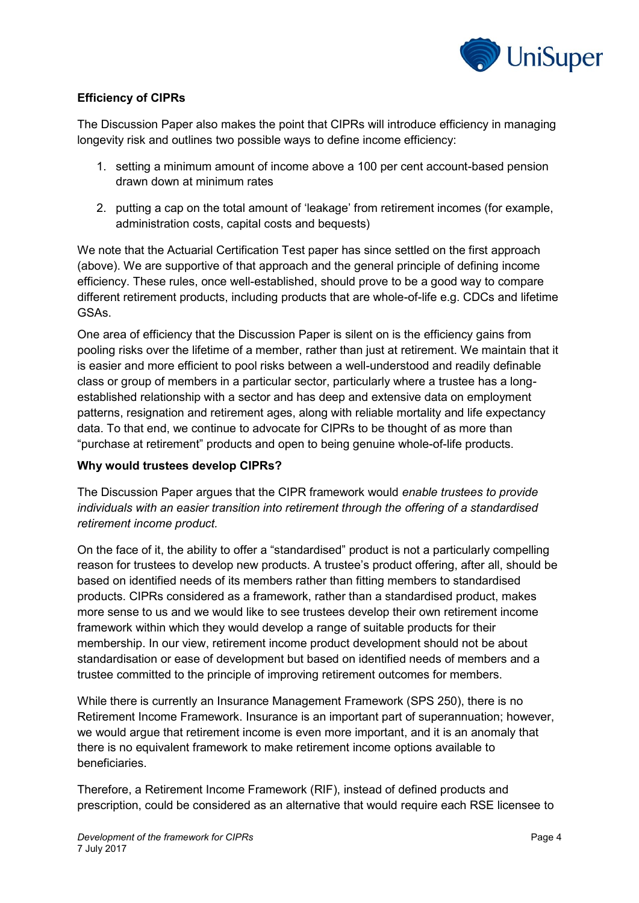**Efficiency of CIPRs**

The Discussion Paper also makes the point that CIPRs will introduce efficiency in managing longevity risk and outlines two possible ways to define income efficiency:

1. setting a minimum amount of income above a 100 per cent account-based pension drawn down at minimum rates
2. putting a cap on the total amount of 'leakage' from retirement incomes (for example, administration costs, capital costs and bequests)

We note that the Actuarial Certification Test paper has since settled on the first approach (above). We are supportive of that approach and the general principle of defining income efficiency. These rules, once well-established, should prove to be a good way to compare different retirement products, including products that are whole-of-life e.g. CDCs and lifetime GSAs.

One area of efficiency that the Discussion Paper is silent on is the efficiency gains from pooling risks over the lifetime of a member, rather than just at retirement. We maintain that it is easier and more efficient to pool risks between a well-understood and readily definable class or group of members in a particular sector, particularly where a trustee has a long-established relationship with a sector and has deep and extensive data on employment patterns, resignation and retirement ages, along with reliable mortality and life expectancy data. To that end, we continue to advocate for CIPRs to be thought of as more than "purchase at retirement" products and open to being genuine whole-of-life products.

**Why would trustees develop CIPRs?**

The Discussion Paper argues that the CIPR framework would *enable trustees to provide individuals with an easier transition into retirement through the offering of a standardised retirement income product.*

On the face of it, the ability to offer a "standardised" product is not a particularly compelling reason for trustees to develop new products. A trustee's product offering, after all, should be based on identified needs of its members rather than fitting members to standardised products. CIPRs considered as a framework, rather than a standardised product, makes more sense to us and we would like to see trustees develop their own retirement income framework within which they would develop a range of suitable products for their membership. In our view, retirement income product development should not be about standardisation or ease of development but based on identified needs of members and a trustee committed to the principle of improving retirement outcomes for members.

While there is currently an Insurance Management Framework (SPS 250), there is no Retirement Income Framework. Insurance is an important part of superannuation; however, we would argue that retirement income is even more important, and it is an anomaly that there is no equivalent framework to make retirement income options available to beneficiaries.

Therefore, a Retirement Income Framework (RIF), instead of defined products and prescription, could be considered as an alternative that would require each RSE licensee to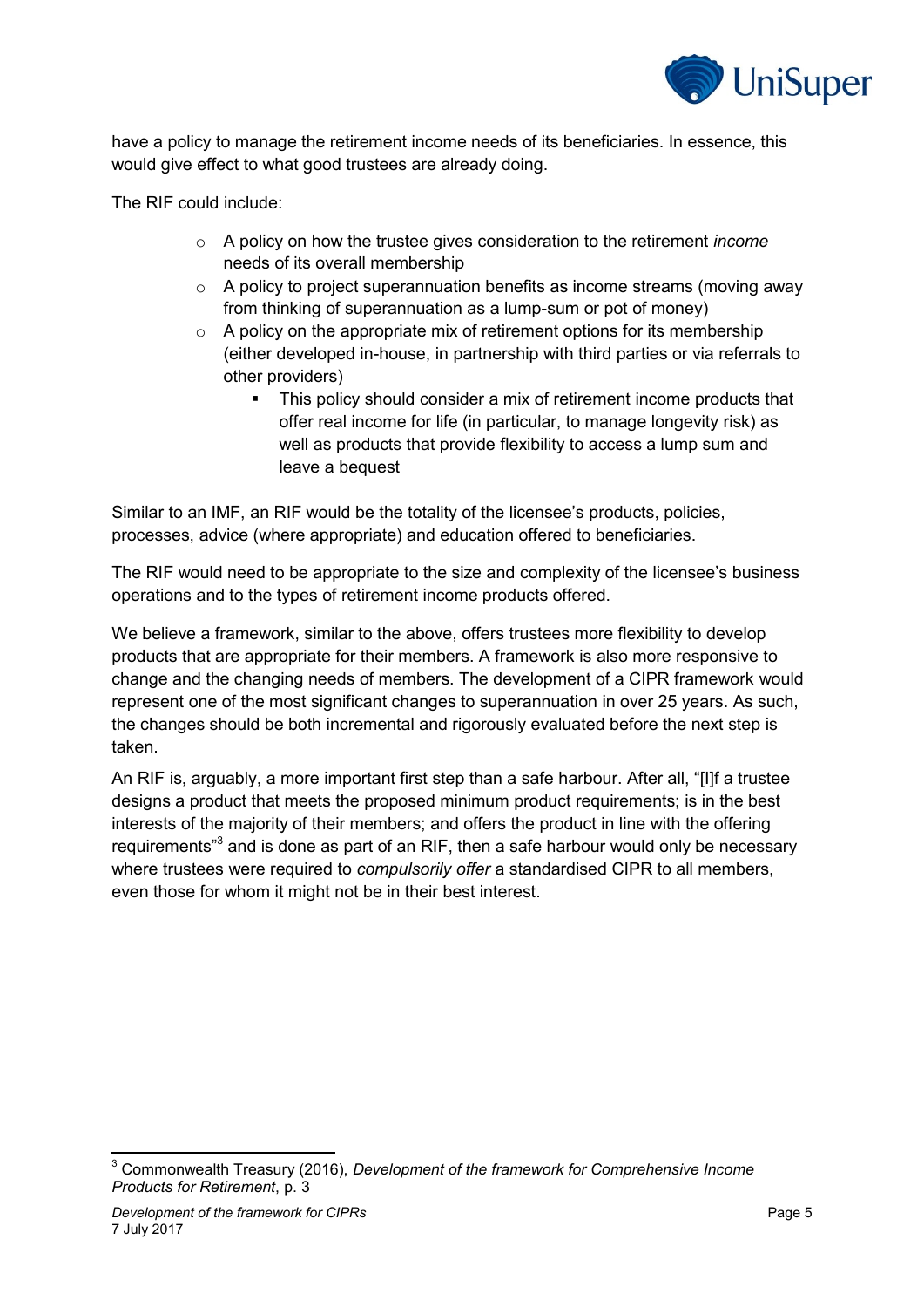have a policy to manage the retirement income needs of its beneficiaries. In essence, this would give effect to what good trustees are already doing.

The RIF could include:

- A policy on how the trustee gives consideration to the retirement *income* needs of its overall membership
- A policy to project superannuation benefits as income streams (moving away from thinking of superannuation as a lump-sum or pot of money)
- A policy on the appropriate mix of retirement options for its membership (either developed in-house, in partnership with third parties or via referrals to other providers)
  - This policy should consider a mix of retirement income products that offer real income for life (in particular, to manage longevity risk) as well as products that provide flexibility to access a lump sum and leave a bequest

Similar to an IMF, an RIF would be the totality of the licensee's products, policies, processes, advice (where appropriate) and education offered to beneficiaries.

The RIF would need to be appropriate to the size and complexity of the licensee's business operations and to the types of retirement income products offered.

We believe a framework, similar to the above, offers trustees more flexibility to develop products that are appropriate for their members. A framework is also more responsive to change and the changing needs of members. The development of a CIPR framework would represent one of the most significant changes to superannuation in over 25 years. As such, the changes should be both incremental and rigorously evaluated before the next step is taken.

An RIF is, arguably, a more important first step than a safe harbour. After all, "[I]f a trustee designs a product that meets the proposed minimum product requirements; is in the best interests of the majority of their members; and offers the product in line with the offering requirements"[3] and is done as part of an RIF, then a safe harbour would only be necessary where trustees were required to *compulsorily offer* a standardised CIPR to all members, even those for whom it might not be in their best interest.

---

[3] Commonwealth Treasury (2016), *Development of the framework for Comprehensive Income Products for Retirement*, p. 3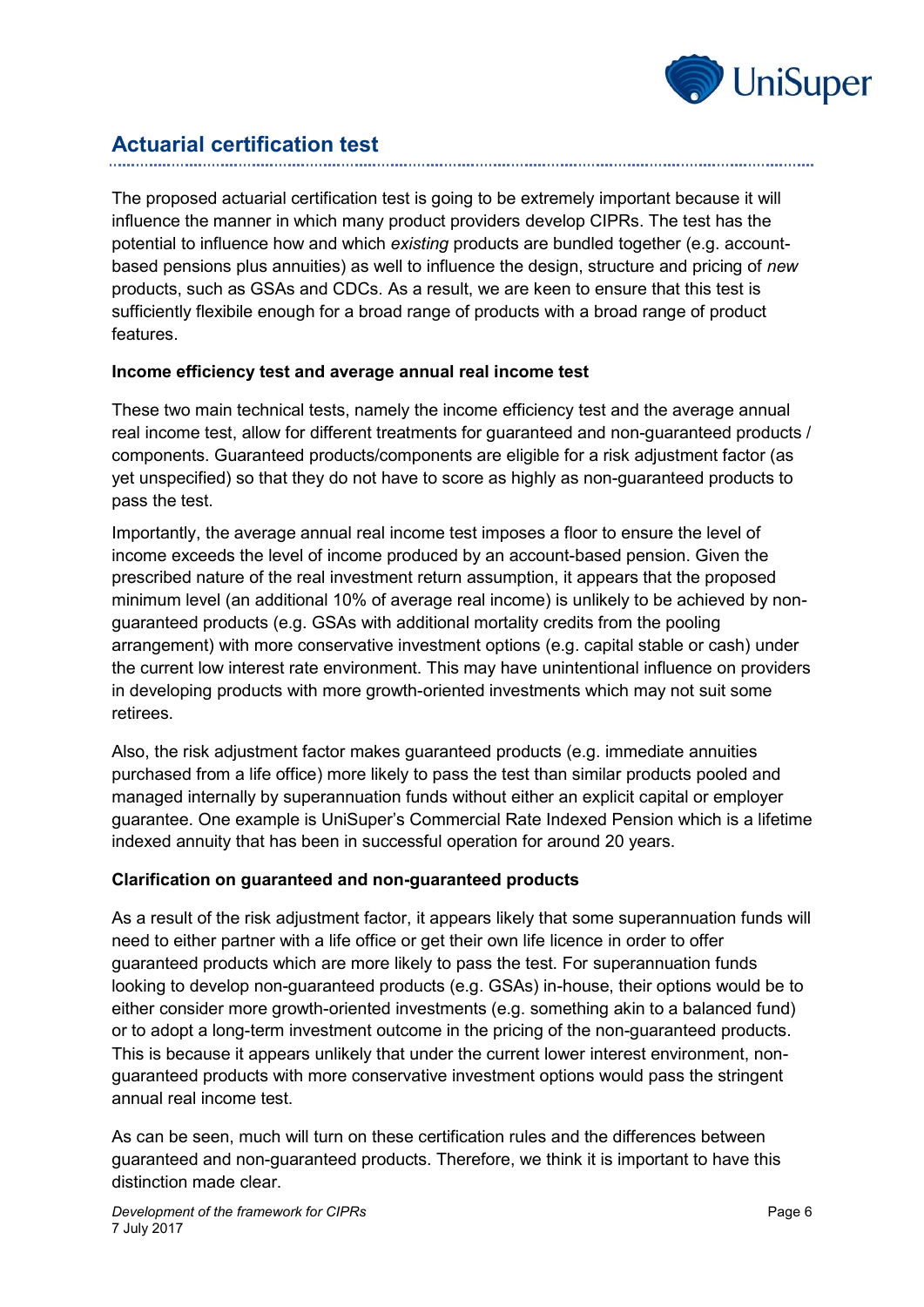## Actuarial certification test

The proposed actuarial certification test is going to be extremely important because it will influence the manner in which many product providers develop CIPRs. The test has the potential to influence how and which *existing* products are bundled together (e.g. account-based pensions plus annuities) as well to influence the design, structure and pricing of *new* products, such as GSAs and CDCs. As a result, we are keen to ensure that this test is sufficiently flexibile enough for a broad range of products with a broad range of product features.

**Income efficiency test and average annual real income test**

These two main technical tests, namely the income efficiency test and the average annual real income test, allow for different treatments for guaranteed and non-guaranteed products / components. Guaranteed products/components are eligible for a risk adjustment factor (as yet unspecified) so that they do not have to score as highly as non-guaranteed products to pass the test.

Importantly, the average annual real income test imposes a floor to ensure the level of income exceeds the level of income produced by an account-based pension. Given the prescribed nature of the real investment return assumption, it appears that the proposed minimum level (an additional 10% of average real income) is unlikely to be achieved by non-guaranteed products (e.g. GSAs with additional mortality credits from the pooling arrangement) with more conservative investment options (e.g. capital stable or cash) under the current low interest rate environment. This may have unintentional influence on providers in developing products with more growth-oriented investments which may not suit some retirees.

Also, the risk adjustment factor makes guaranteed products (e.g. immediate annuities purchased from a life office) more likely to pass the test than similar products pooled and managed internally by superannuation funds without either an explicit capital or employer guarantee. One example is UniSuper's Commercial Rate Indexed Pension which is a lifetime indexed annuity that has been in successful operation for around 20 years.

**Clarification on guaranteed and non-guaranteed products**

As a result of the risk adjustment factor, it appears likely that some superannuation funds will need to either partner with a life office or get their own life licence in order to offer guaranteed products which are more likely to pass the test. For superannuation funds looking to develop non-guaranteed products (e.g. GSAs) in-house, their options would be to either consider more growth-oriented investments (e.g. something akin to a balanced fund) or to adopt a long-term investment outcome in the pricing of the non-guaranteed products. This is because it appears unlikely that under the current lower interest environment, non-guaranteed products with more conservative investment options would pass the stringent annual real income test.

As can be seen, much will turn on these certification rules and the differences between guaranteed and non-guaranteed products. Therefore, we think it is important to have this distinction made clear.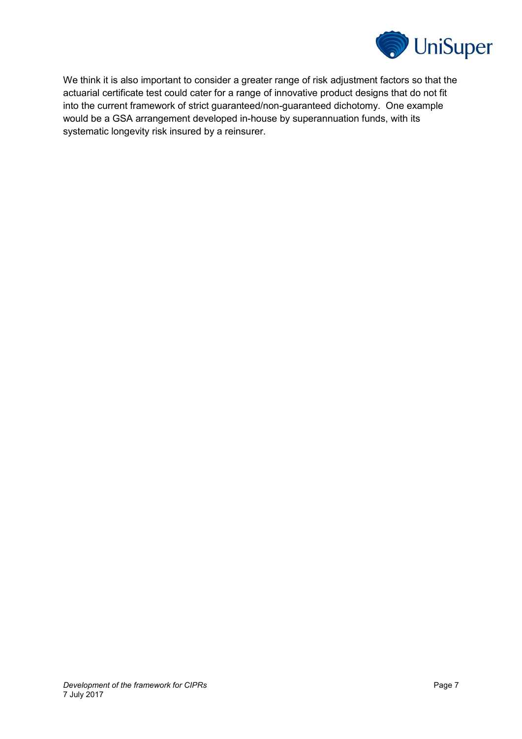We think it is also important to consider a greater range of risk adjustment factors so that the actuarial certificate test could cater for a range of innovative product designs that do not fit into the current framework of strict guaranteed/non-guaranteed dichotomy. One example would be a GSA arrangement developed in-house by superannuation funds, with its systematic longevity risk insured by a reinsurer.